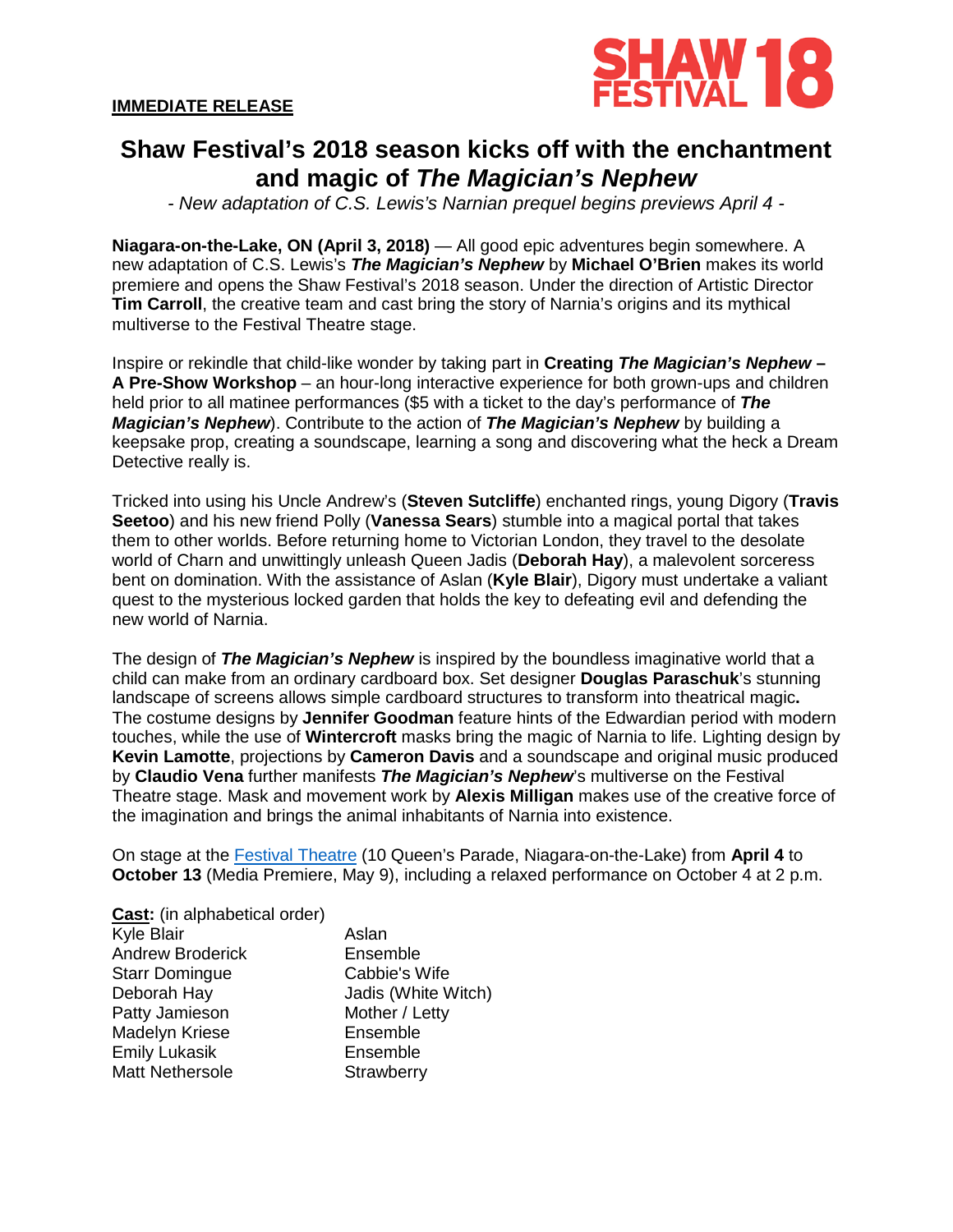**IMMEDIATE RELEASE**

SHAW FESTIVAL 18

# Shaw Festival's 2018 season kicks off with the enchantment and magic of *The Magician's Nephew*

*- New adaptation of C.S. Lewis's Narnian prequel begins previews April 4 -*

**Niagara-on-the-Lake, ON (April 3, 2018)** — All good epic adventures begin somewhere. A new adaptation of C.S. Lewis's ***The Magician's Nephew*** by **Michael O'Brien** makes its world premiere and opens the Shaw Festival's 2018 season. Under the direction of Artistic Director **Tim Carroll**, the creative team and cast bring the story of Narnia's origins and its mythical multiverse to the Festival Theatre stage.

Inspire or rekindle that child-like wonder by taking part in **Creating *The Magician's Nephew* – A Pre-Show Workshop** – an hour-long interactive experience for both grown-ups and children held prior to all matinee performances ($5 with a ticket to the day's performance of ***The Magician's Nephew***). Contribute to the action of ***The Magician's Nephew*** by building a keepsake prop, creating a soundscape, learning a song and discovering what the heck a Dream Detective really is.

Tricked into using his Uncle Andrew's (**Steven Sutcliffe**) enchanted rings, young Digory (**Travis Seetoo**) and his new friend Polly (**Vanessa Sears**) stumble into a magical portal that takes them to other worlds. Before returning home to Victorian London, they travel to the desolate world of Charn and unwittingly unleash Queen Jadis (**Deborah Hay**), a malevolent sorceress bent on domination. With the assistance of Aslan (**Kyle Blair**), Digory must undertake a valiant quest to the mysterious locked garden that holds the key to defeating evil and defending the new world of Narnia.

The design of ***The Magician's Nephew*** is inspired by the boundless imaginative world that a child can make from an ordinary cardboard box. Set designer **Douglas Paraschuk**'s stunning landscape of screens allows simple cardboard structures to transform into theatrical magic**.** The costume designs by **Jennifer Goodman** feature hints of the Edwardian period with modern touches, while the use of **Wintercroft** masks bring the magic of Narnia to life. Lighting design by **Kevin Lamotte**, projections by **Cameron Davis** and a soundscape and original music produced by **Claudio Vena** further manifests ***The Magician's Nephew***'s multiverse on the Festival Theatre stage. Mask and movement work by **Alexis Milligan** makes use of the creative force of the imagination and brings the animal inhabitants of Narnia into existence.

On stage at the Festival Theatre (10 Queen's Parade, Niagara-on-the-Lake) from **April 4** to **October 13** (Media Premiere, May 9), including a relaxed performance on October 4 at 2 p.m.

**Cast:** (in alphabetical order)

| | |
|---|---|
| Kyle Blair | Aslan |
| Andrew Broderick | Ensemble |
| Starr Domingue | Cabbie's Wife |
| Deborah Hay | Jadis (White Witch) |
| Patty Jamieson | Mother / Letty |
| Madelyn Kriese | Ensemble |
| Emily Lukasik | Ensemble |
| Matt Nethersole | Strawberry |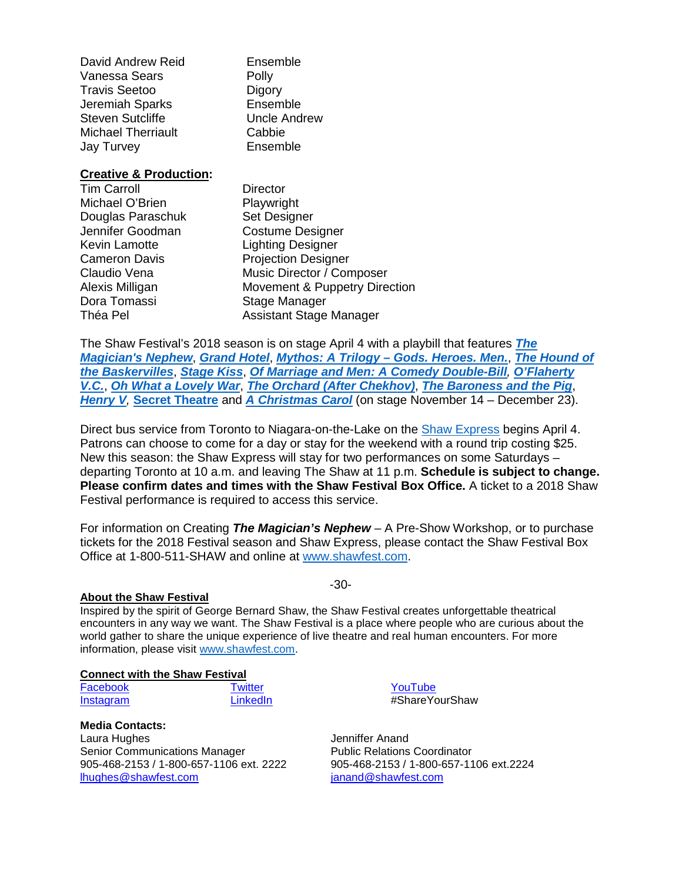| | |
|---|---|
| David Andrew Reid | Ensemble |
| Vanessa Sears | Polly |
| Travis Seetoo | Digory |
| Jeremiah Sparks | Ensemble |
| Steven Sutcliffe | Uncle Andrew |
| Michael Therriault | Cabbie |
| Jay Turvey | Ensemble |

**Creative & Production:**

| | |
|---|---|
| Tim Carroll | Director |
| Michael O'Brien | Playwright |
| Douglas Paraschuk | Set Designer |
| Jennifer Goodman | Costume Designer |
| Kevin Lamotte | Lighting Designer |
| Cameron Davis | Projection Designer |
| Claudio Vena | Music Director / Composer |
| Alexis Milligan | Movement & Puppetry Direction |
| Dora Tomassi | Stage Manager |
| Théa Pel | Assistant Stage Manager |

The Shaw Festival's 2018 season is on stage April 4 with a playbill that features ***The Magician's Nephew***, ***Grand Hotel***, ***Mythos: A Trilogy – Gods. Heroes. Men.***, ***The Hound of the Baskervilles***, ***Stage Kiss***, ***Of Marriage and Men: A Comedy Double-Bill***, ***O'Flaherty V.C.***, ***Oh What a Lovely War***, ***The Orchard (After Chekhov)***, ***The Baroness and the Pig***, ***Henry V***, **Secret Theatre** and ***A Christmas Carol*** (on stage November 14 – December 23).

Direct bus service from Toronto to Niagara-on-the-Lake on the Shaw Express begins April 4. Patrons can choose to come for a day or stay for the weekend with a round trip costing $25. New this season: the Shaw Express will stay for two performances on some Saturdays – departing Toronto at 10 a.m. and leaving The Shaw at 11 p.m. **Schedule is subject to change. Please confirm dates and times with the Shaw Festival Box Office.** A ticket to a 2018 Shaw Festival performance is required to access this service.

For information on Creating ***The Magician's Nephew*** – A Pre-Show Workshop, or to purchase tickets for the 2018 Festival season and Shaw Express, please contact the Shaw Festival Box Office at 1-800-511-SHAW and online at www.shawfest.com.

-30-

**About the Shaw Festival**

Inspired by the spirit of George Bernard Shaw, the Shaw Festival creates unforgettable theatrical encounters in any way we want. The Shaw Festival is a place where people who are curious about the world gather to share the unique experience of live theatre and real human encounters. For more information, please visit www.shawfest.com.

**Connect with the Shaw Festival**

Facebook | Twitter | YouTube
Instagram | LinkedIn | #ShareYourShaw

**Media Contacts:**

Laura Hughes
Senior Communications Manager
905-468-2153 / 1-800-657-1106 ext. 2222
lhughes@shawfest.com

Jenniffer Anand
Public Relations Coordinator
905-468-2153 / 1-800-657-1106 ext.2224
janand@shawfest.com